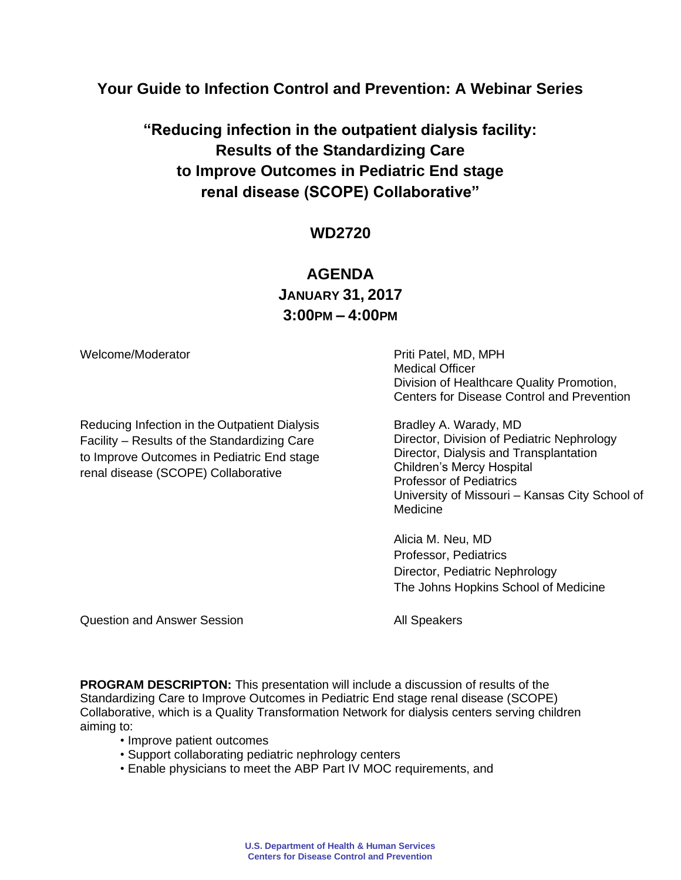## Your Guide to Infection Control and Prevention: A Webinar Series

## "Reducing infection in the outpatient dialysis facility: Results of the Standardizing Care to Improve Outcomes in Pediatric End stage renal disease (SCOPE) Collaborative"

### WD2720

### AGENDA

**JANUARY 31, 2017**

**3:00PM – 4:00PM**

| | |
|---|---|
| Welcome/Moderator | Priti Patel, MD, MPH<br>Medical Officer<br>Division of Healthcare Quality Promotion,<br>Centers for Disease Control and Prevention |
| Reducing Infection in the Outpatient Dialysis Facility – Results of the Standardizing Care to Improve Outcomes in Pediatric End stage renal disease (SCOPE) Collaborative | Bradley A. Warady, MD<br>Director, Division of Pediatric Nephrology<br>Director, Dialysis and Transplantation<br>Children's Mercy Hospital<br>Professor of Pediatrics<br>University of Missouri – Kansas City School of Medicine |
| | Alicia M. Neu, MD<br>Professor, Pediatrics<br>Director, Pediatric Nephrology<br>The Johns Hopkins School of Medicine |
| Question and Answer Session | All Speakers |

**PROGRAM DESCRIPTON:** This presentation will include a discussion of results of the Standardizing Care to Improve Outcomes in Pediatric End stage renal disease (SCOPE) Collaborative, which is a Quality Transformation Network for dialysis centers serving children aiming to:

- Improve patient outcomes
- Support collaborating pediatric nephrology centers
- Enable physicians to meet the ABP Part IV MOC requirements, and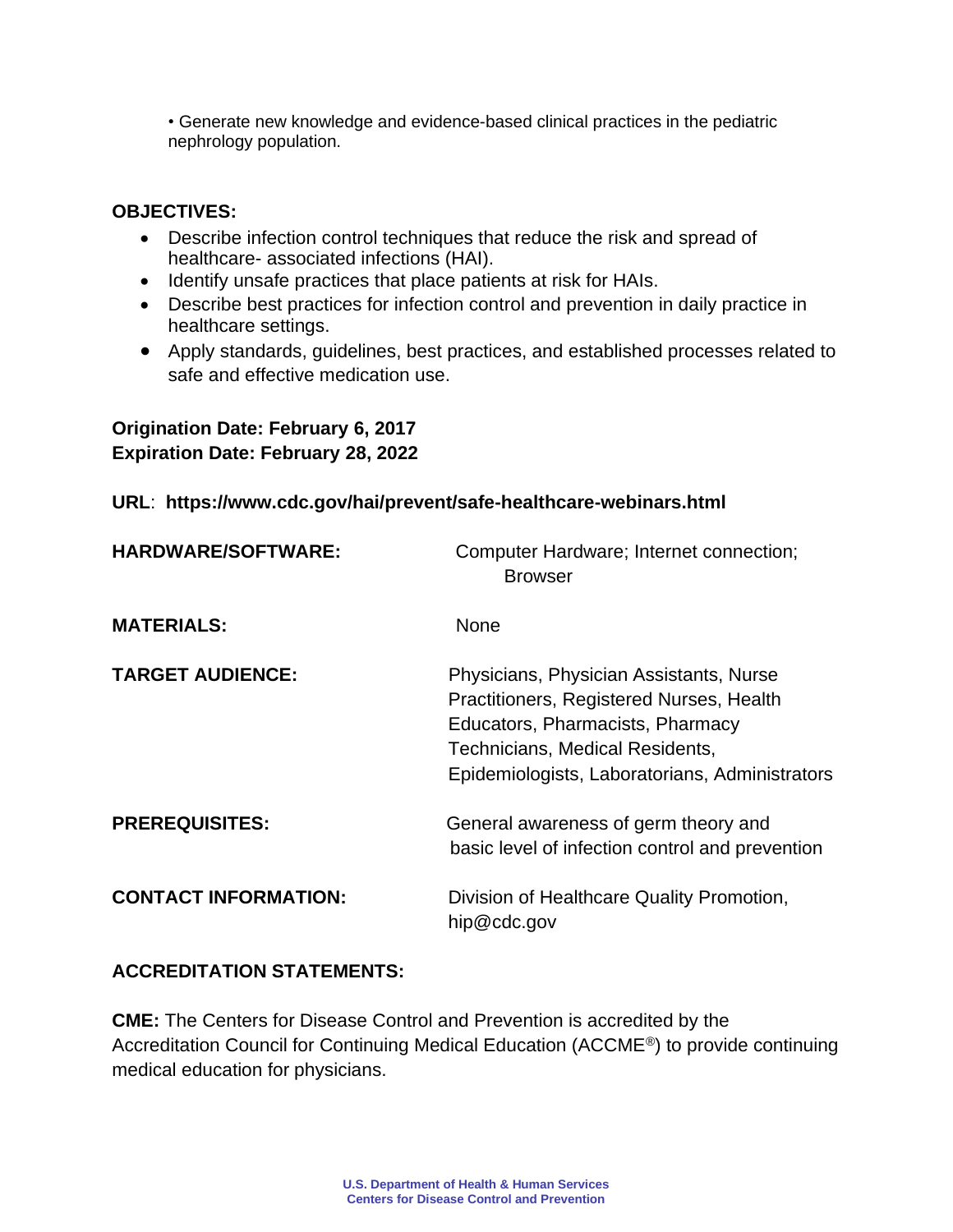- Generate new knowledge and evidence-based clinical practices in the pediatric nephrology population.

**OBJECTIVES:**

- Describe infection control techniques that reduce the risk and spread of healthcare- associated infections (HAI).
- Identify unsafe practices that place patients at risk for HAIs.
- Describe best practices for infection control and prevention in daily practice in healthcare settings.
- Apply standards, guidelines, best practices, and established processes related to safe and effective medication use.

**Origination Date: February 6, 2017**
**Expiration Date: February 28, 2022**

**URL**: **https://www.cdc.gov/hai/prevent/safe-healthcare-webinars.html**

**HARDWARE/SOFTWARE:** Computer Hardware; Internet connection; Browser

**MATERIALS:** None

**TARGET AUDIENCE:** Physicians, Physician Assistants, Nurse Practitioners, Registered Nurses, Health Educators, Pharmacists, Pharmacy Technicians, Medical Residents, Epidemiologists, Laboratorians, Administrators

**PREREQUISITES:** General awareness of germ theory and basic level of infection control and prevention

**CONTACT INFORMATION:** Division of Healthcare Quality Promotion, hip@cdc.gov

**ACCREDITATION STATEMENTS:**

**CME:** The Centers for Disease Control and Prevention is accredited by the Accreditation Council for Continuing Medical Education (ACCME®) to provide continuing medical education for physicians.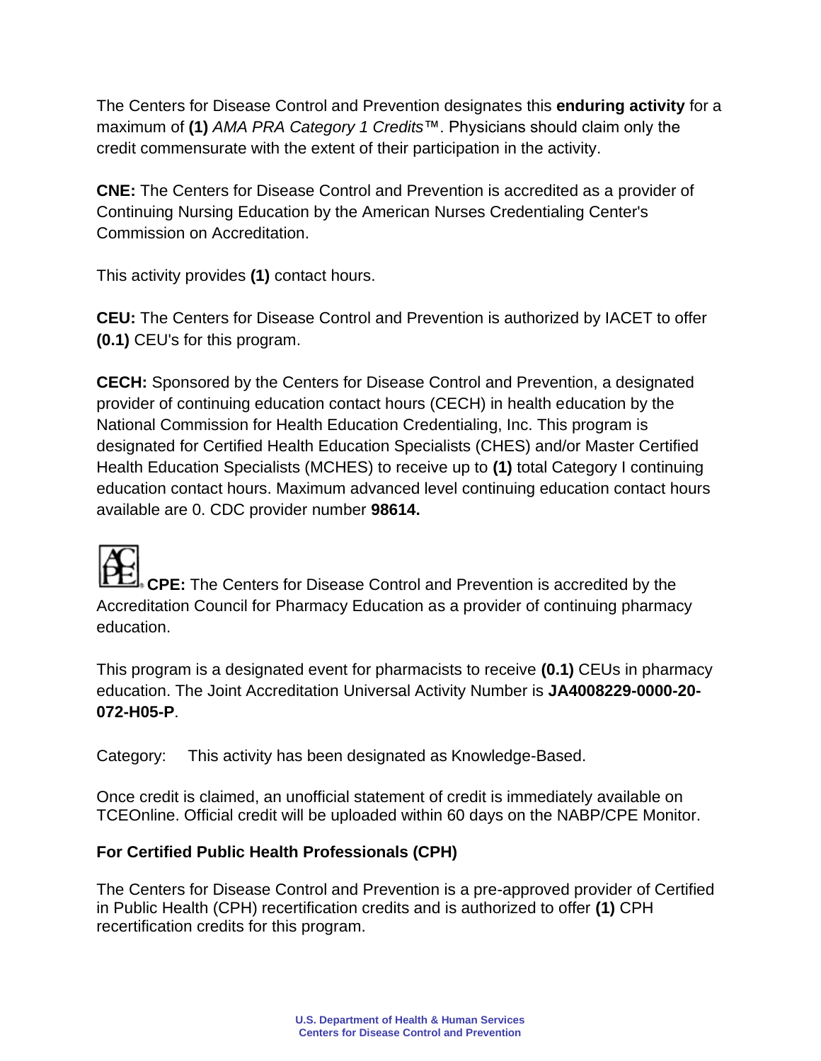The Centers for Disease Control and Prevention designates this **enduring activity** for a maximum of **(1)** *AMA PRA Category 1 Credits*™. Physicians should claim only the credit commensurate with the extent of their participation in the activity.

**CNE:** The Centers for Disease Control and Prevention is accredited as a provider of Continuing Nursing Education by the American Nurses Credentialing Center's Commission on Accreditation.

This activity provides **(1)** contact hours.

**CEU:** The Centers for Disease Control and Prevention is authorized by IACET to offer **(0.1)** CEU's for this program.

**CECH:** Sponsored by the Centers for Disease Control and Prevention, a designated provider of continuing education contact hours (CECH) in health education by the National Commission for Health Education Credentialing, Inc. This program is designated for Certified Health Education Specialists (CHES) and/or Master Certified Health Education Specialists (MCHES) to receive up to **(1)** total Category I continuing education contact hours. Maximum advanced level continuing education contact hours available are 0. CDC provider number **98614.**

**CPE:** The Centers for Disease Control and Prevention is accredited by the Accreditation Council for Pharmacy Education as a provider of continuing pharmacy education.

This program is a designated event for pharmacists to receive **(0.1)** CEUs in pharmacy education. The Joint Accreditation Universal Activity Number is **JA4008229-0000-20-072-H05-P**.

Category: This activity has been designated as Knowledge-Based.

Once credit is claimed, an unofficial statement of credit is immediately available on TCEOnline. Official credit will be uploaded within 60 days on the NABP/CPE Monitor.

**For Certified Public Health Professionals (CPH)**

The Centers for Disease Control and Prevention is a pre-approved provider of Certified in Public Health (CPH) recertification credits and is authorized to offer **(1)** CPH recertification credits for this program.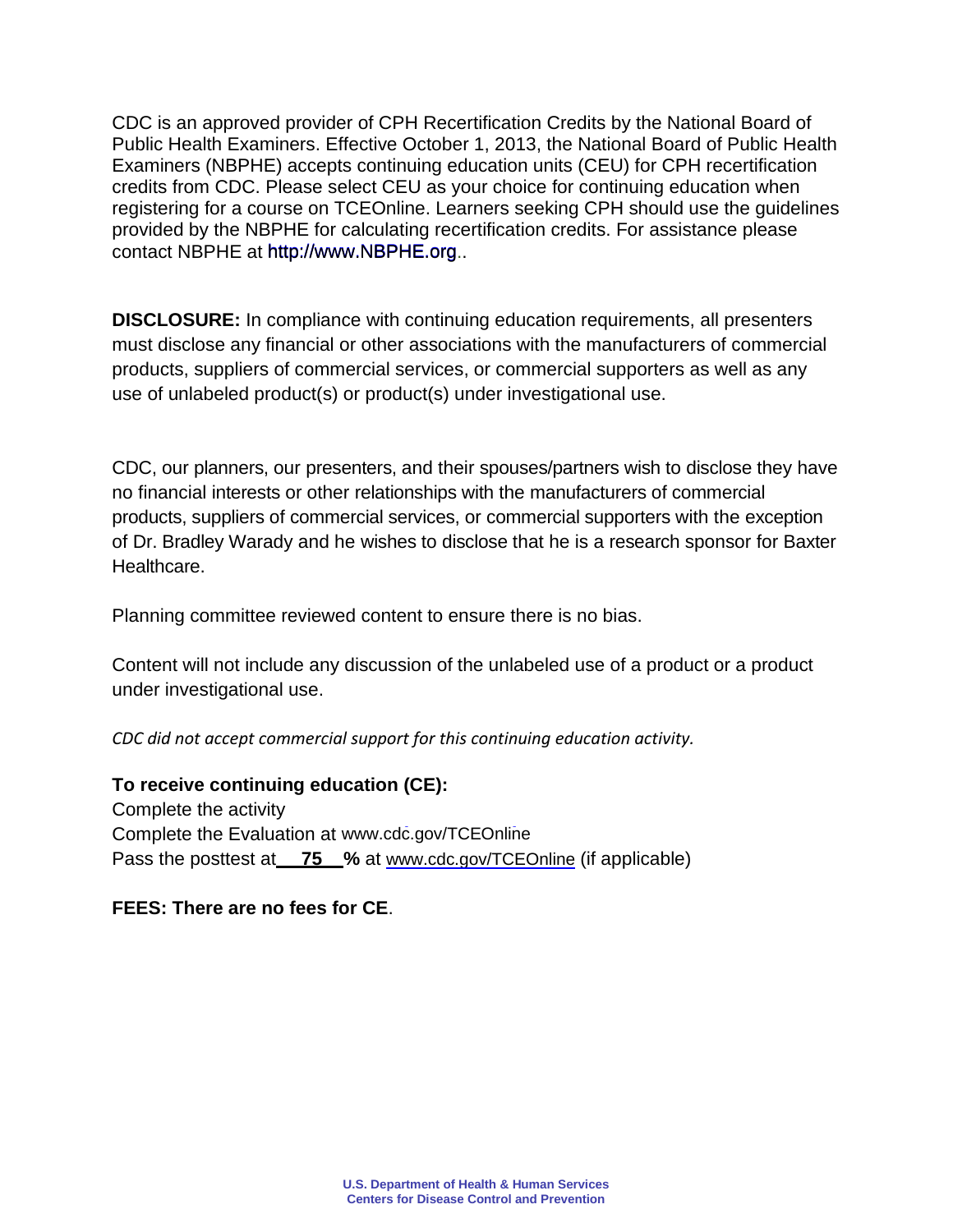CDC is an approved provider of CPH Recertification Credits by the National Board of Public Health Examiners. Effective October 1, 2013, the National Board of Public Health Examiners (NBPHE) accepts continuing education units (CEU) for CPH recertification credits from CDC. Please select CEU as your choice for continuing education when registering for a course on TCEOnline. Learners seeking CPH should use the guidelines provided by the NBPHE for calculating recertification credits. For assistance please contact NBPHE at http://www.NBPHE.org..

**DISCLOSURE:** In compliance with continuing education requirements, all presenters must disclose any financial or other associations with the manufacturers of commercial products, suppliers of commercial services, or commercial supporters as well as any use of unlabeled product(s) or product(s) under investigational use.

CDC, our planners, our presenters, and their spouses/partners wish to disclose they have no financial interests or other relationships with the manufacturers of commercial products, suppliers of commercial services, or commercial supporters with the exception of Dr. Bradley Warady and he wishes to disclose that he is a research sponsor for Baxter Healthcare.

Planning committee reviewed content to ensure there is no bias.

Content will not include any discussion of the unlabeled use of a product or a product under investigational use.

*CDC did not accept commercial support for this continuing education activity.*

**To receive continuing education (CE):**
Complete the activity
Complete the Evaluation at www.cdc.gov/TCEOnline
Pass the posttest at **75 %** at www.cdc.gov/TCEOnline (if applicable)

**FEES: There are no fees for CE**.